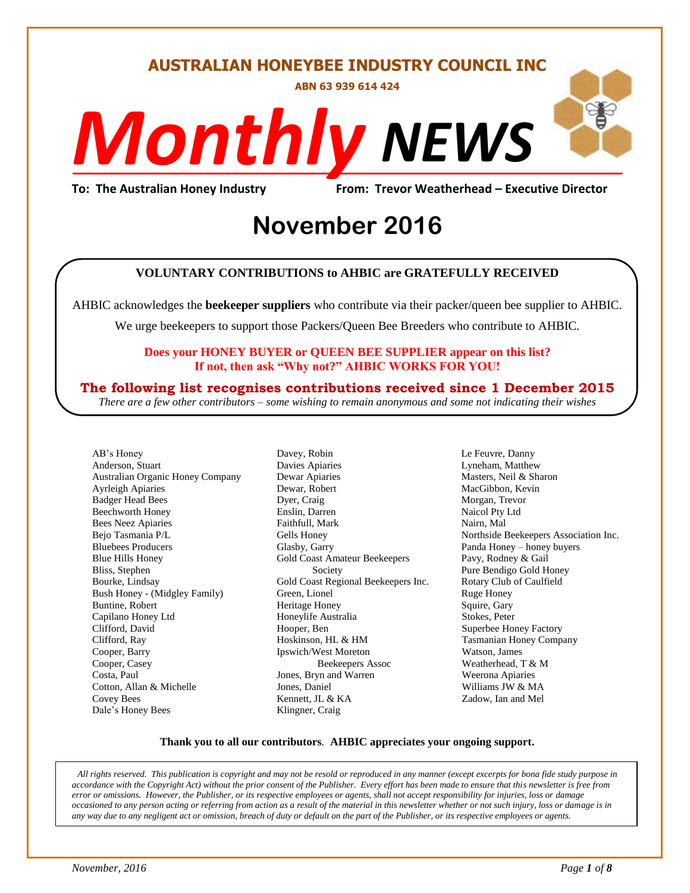# AUSTRALIAN HONEYBEE INDUSTRY COUNCIL INC

**ABN 63 939 614 424**

# *Monthly NEWS*

**To: The Australian Honey Industry** **From: Trevor Weatherhead – Executive Director**

# November 2016

**VOLUNTARY CONTRIBUTIONS to AHBIC are GRATEFULLY RECEIVED**

AHBIC acknowledges the **beekeeper suppliers** who contribute via their packer/queen bee supplier to AHBIC.

We urge beekeepers to support those Packers/Queen Bee Breeders who contribute to AHBIC.

**Does your HONEY BUYER or QUEEN BEE SUPPLIER appear on this list?**
**If not, then ask "Why not?" AHBIC WORKS FOR YOU!**

**The following list recognises contributions received since 1 December 2015**

*There are a few other contributors – some wishing to remain anonymous and some not indicating their wishes*

AB's Honey
Anderson, Stuart
Australian Organic Honey Company
Ayrleigh Apiaries
Badger Head Bees
Beechworth Honey
Bees Neez Apiaries
Bejo Tasmania P/L
Bluebees Producers
Blue Hills Honey
Bliss, Stephen
Bourke, Lindsay
Bush Honey - (Midgley Family)
Buntine, Robert
Capilano Honey Ltd
Clifford, David
Clifford, Ray
Cooper, Barry
Cooper, Casey
Costa, Paul
Cotton, Allan & Michelle
Covey Bees
Dale's Honey Bees
Davey, Robin
Davies Apiaries
Dewar Apiaries
Dewar, Robert
Dyer, Craig
Enslin, Darren
Faithfull, Mark
Gells Honey
Glasby, Garry
Gold Coast Amateur Beekeepers Society
Gold Coast Regional Beekeepers Inc.
Green, Lionel
Heritage Honey
Honeylife Australia
Hooper, Ben
Hoskinson, HL & HM
Ipswich/West Moreton Beekeepers Assoc
Jones, Bryn and Warren
Jones, Daniel
Kennett, JL & KA
Klingner, Craig
Le Feuvre, Danny
Lyneham, Matthew
Masters, Neil & Sharon
MacGibbon, Kevin
Morgan, Trevor
Naicol Pty Ltd
Nairn, Mal
Northside Beekeepers Association Inc.
Panda Honey – honey buyers
Pavy, Rodney & Gail
Pure Bendigo Gold Honey
Rotary Club of Caulfield
Ruge Honey
Squire, Gary
Stokes, Peter
Superbee Honey Factory
Tasmanian Honey Company
Watson, James
Weatherhead, T & M
Weerona Apiaries
Williams JW & MA
Zadow, Ian and Mel

**Thank you to all our contributors**. **AHBIC appreciates your ongoing support.**

*All rights reserved. This publication is copyright and may not be resold or reproduced in any manner (except excerpts for bona fide study purpose in accordance with the Copyright Act) without the prior consent of the Publisher. Every effort has been made to ensure that this newsletter is free from error or omissions. However, the Publisher, or its respective employees or agents, shall not accept responsibility for injuries, loss or damage occasioned to any person acting or referring from action as a result of the material in this newsletter whether or not such injury, loss or damage is in any way due to any negligent act or omission, breach of duty or default on the part of the Publisher, or its respective employees or agents.*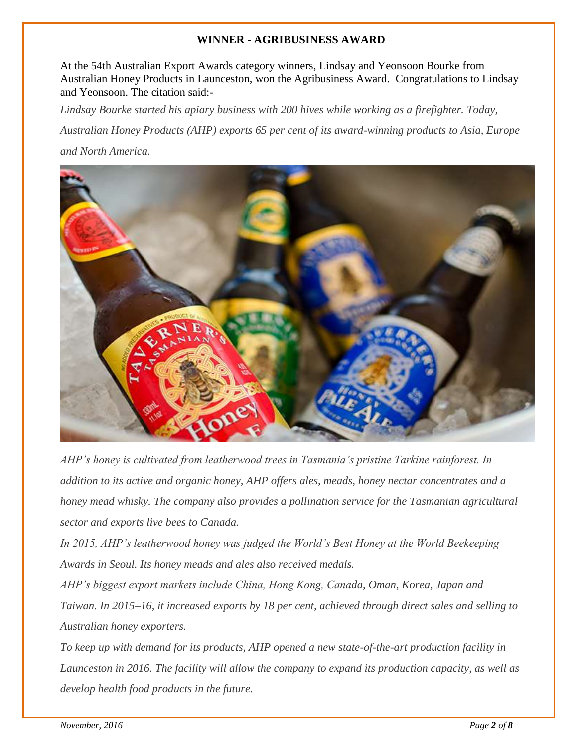**WINNER - AGRIBUSINESS AWARD**

At the 54th Australian Export Awards category winners, Lindsay and Yeonsoon Bourke from Australian Honey Products in Launceston, won the Agribusiness Award. Congratulations to Lindsay and Yeonsoon. The citation said:-

*Lindsay Bourke started his apiary business with 200 hives while working as a firefighter. Today, Australian Honey Products (AHP) exports 65 per cent of its award-winning products to Asia, Europe and North America.*

*AHP's honey is cultivated from leatherwood trees in Tasmania's pristine Tarkine rainforest. In addition to its active and organic honey, AHP offers ales, meads, honey nectar concentrates and a honey mead whisky. The company also provides a pollination service for the Tasmanian agricultural sector and exports live bees to Canada.*

*In 2015, AHP's leatherwood honey was judged the World's Best Honey at the World Beekeeping Awards in Seoul. Its honey meads and ales also received medals.*

*AHP's biggest export markets include China, Hong Kong, Canada, Oman, Korea, Japan and Taiwan. In 2015–16, it increased exports by 18 per cent, achieved through direct sales and selling to Australian honey exporters.*

*To keep up with demand for its products, AHP opened a new state-of-the-art production facility in Launceston in 2016. The facility will allow the company to expand its production capacity, as well as develop health food products in the future.*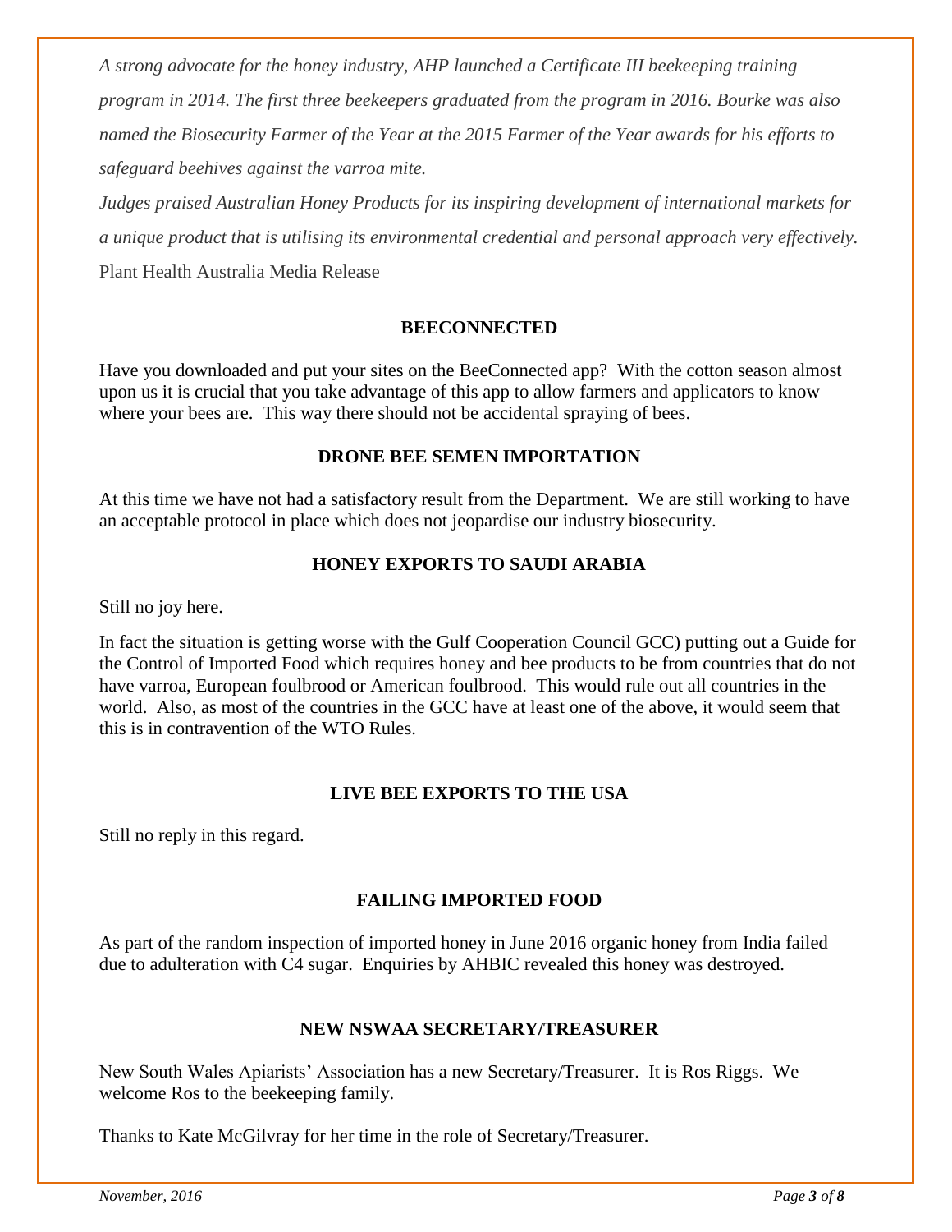*A strong advocate for the honey industry, AHP launched a Certificate III beekeeping training program in 2014. The first three beekeepers graduated from the program in 2016. Bourke was also named the Biosecurity Farmer of the Year at the 2015 Farmer of the Year awards for his efforts to safeguard beehives against the varroa mite.*

*Judges praised Australian Honey Products for its inspiring development of international markets for a unique product that is utilising its environmental credential and personal approach very effectively.*

Plant Health Australia Media Release

## BEECONNECTED

Have you downloaded and put your sites on the BeeConnected app? With the cotton season almost upon us it is crucial that you take advantage of this app to allow farmers and applicators to know where your bees are. This way there should not be accidental spraying of bees.

## DRONE BEE SEMEN IMPORTATION

At this time we have not had a satisfactory result from the Department. We are still working to have an acceptable protocol in place which does not jeopardise our industry biosecurity.

## HONEY EXPORTS TO SAUDI ARABIA

Still no joy here.

In fact the situation is getting worse with the Gulf Cooperation Council GCC) putting out a Guide for the Control of Imported Food which requires honey and bee products to be from countries that do not have varroa, European foulbrood or American foulbrood. This would rule out all countries in the world. Also, as most of the countries in the GCC have at least one of the above, it would seem that this is in contravention of the WTO Rules.

## LIVE BEE EXPORTS TO THE USA

Still no reply in this regard.

## FAILING IMPORTED FOOD

As part of the random inspection of imported honey in June 2016 organic honey from India failed due to adulteration with C4 sugar. Enquiries by AHBIC revealed this honey was destroyed.

## NEW NSWAA SECRETARY/TREASURER

New South Wales Apiarists' Association has a new Secretary/Treasurer. It is Ros Riggs. We welcome Ros to the beekeeping family.

Thanks to Kate McGilvray for her time in the role of Secretary/Treasurer.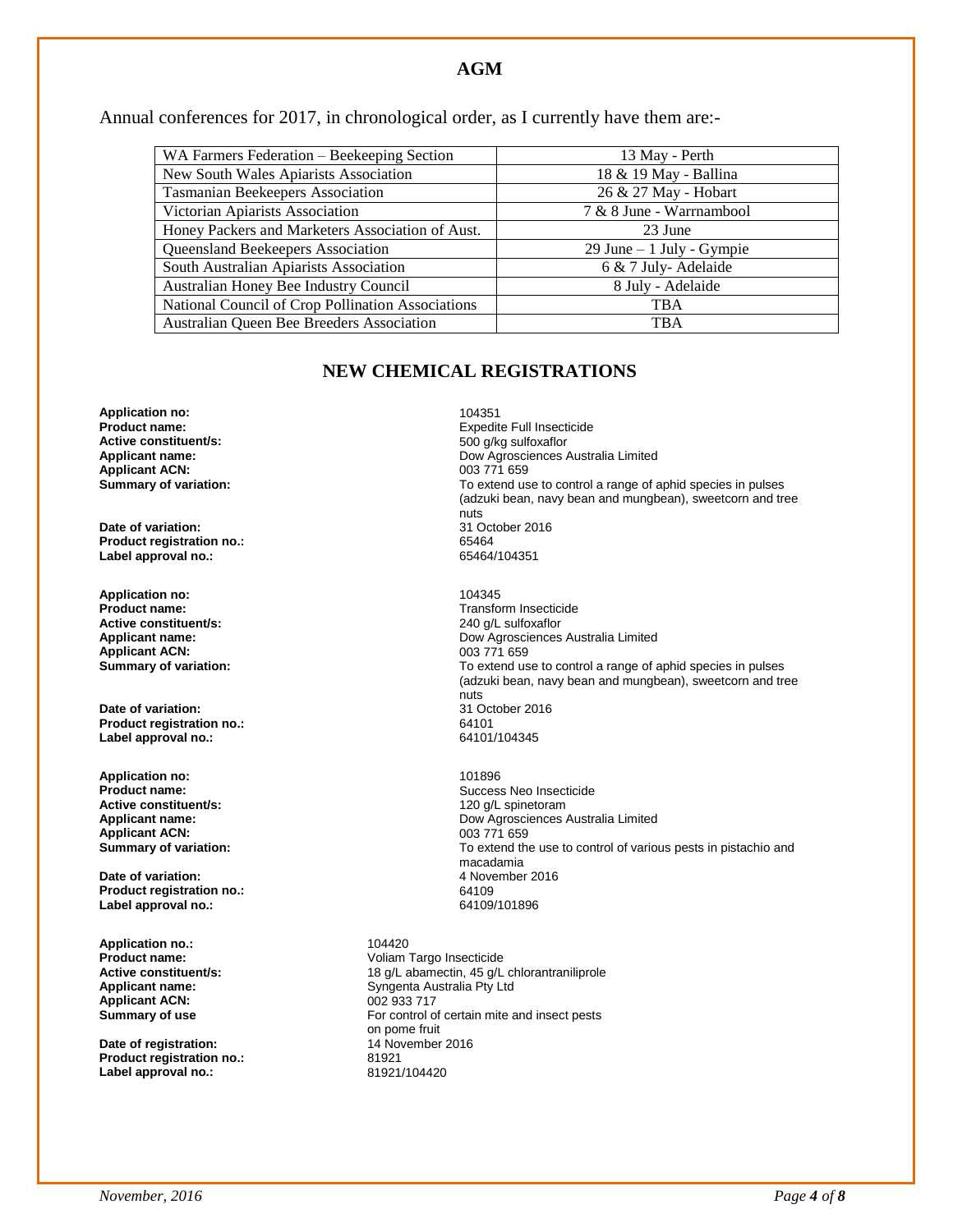## AGM

Annual conferences for 2017, in chronological order, as I currently have them are:-

| | |
|---|---|
| WA Farmers Federation – Beekeeping Section | 13 May - Perth |
| New South Wales Apiarists Association | 18 & 19 May - Ballina |
| Tasmanian Beekeepers Association | 26 & 27 May - Hobart |
| Victorian Apiarists Association | 7 & 8 June - Warrnambool |
| Honey Packers and Marketers Association of Aust. | 23 June |
| Queensland Beekeepers Association | 29 June – 1 July - Gympie |
| South Australian Apiarists Association | 6 & 7 July- Adelaide |
| Australian Honey Bee Industry Council | 8 July - Adelaide |
| National Council of Crop Pollination Associations | TBA |
| Australian Queen Bee Breeders Association | TBA |

## NEW CHEMICAL REGISTRATIONS

**Application no:** 104351
**Product name:** Expedite Full Insecticide
**Active constituent/s:** 500 g/kg sulfoxaflor
**Applicant name:** Dow Agrosciences Australia Limited
**Applicant ACN:** 003 771 659
**Summary of variation:** To extend use to control a range of aphid species in pulses (adzuki bean, navy bean and mungbean), sweetcorn and tree nuts
**Date of variation:** 31 October 2016
**Product registration no.:** 65464
**Label approval no.:** 65464/104351

**Application no:** 104345
**Product name:** Transform Insecticide
**Active constituent/s:** 240 g/L sulfoxaflor
**Applicant name:** Dow Agrosciences Australia Limited
**Applicant ACN:** 003 771 659
**Summary of variation:** To extend use to control a range of aphid species in pulses (adzuki bean, navy bean and mungbean), sweetcorn and tree nuts
**Date of variation:** 31 October 2016
**Product registration no.:** 64101
**Label approval no.:** 64101/104345

**Application no:** 101896
**Product name:** Success Neo Insecticide
**Active constituent/s:** 120 g/L spinetoram
**Applicant name:** Dow Agrosciences Australia Limited
**Applicant ACN:** 003 771 659
**Summary of variation:** To extend the use to control of various pests in pistachio and macadamia
**Date of variation:** 4 November 2016
**Product registration no.:** 64109
**Label approval no.:** 64109/101896

**Application no.:** 104420
**Product name:** Voliam Targo Insecticide
**Active constituent/s:** 18 g/L abamectin, 45 g/L chlorantraniliprole
**Applicant name:** Syngenta Australia Pty Ltd
**Applicant ACN:** 002 933 717
**Summary of use** For control of certain mite and insect pests on pome fruit
**Date of registration:** 14 November 2016
**Product registration no.:** 81921
**Label approval no.:** 81921/104420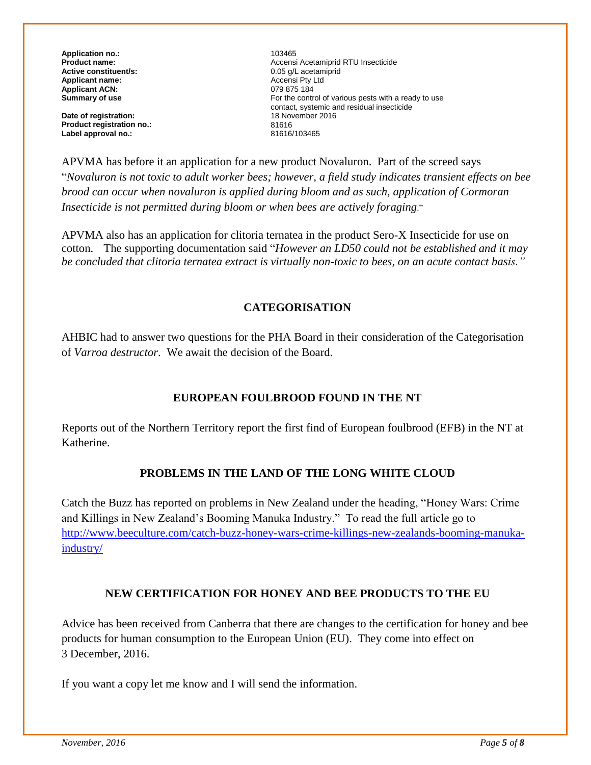| | |
|---|---|
| **Application no.:** | 103465 |
| **Product name:** | Accensi Acetamiprid RTU Insecticide |
| **Active constituent/s:** | 0.05 g/L acetamiprid |
| **Applicant name:** | Accensi Pty Ltd |
| **Applicant ACN:** | 079 875 184 |
| **Summary of use** | For the control of various pests with a ready to use contact, systemic and residual insecticide |
| **Date of registration:** | 18 November 2016 |
| **Product registration no.:** | 81616 |
| **Label approval no.:** | 81616/103465 |

APVMA has before it an application for a new product Novaluron. Part of the screed says "*Novaluron is not toxic to adult worker bees; however, a field study indicates transient effects on bee brood can occur when novaluron is applied during bloom and as such, application of Cormoran Insecticide is not permitted during bloom or when bees are actively foraging*."

APVMA also has an application for clitoria ternatea in the product Sero-X Insecticide for use on cotton. The supporting documentation said "*However an LD50 could not be established and it may be concluded that clitoria ternatea extract is virtually non-toxic to bees, on an acute contact basis.*"

## CATEGORISATION

AHBIC had to answer two questions for the PHA Board in their consideration of the Categorisation of *Varroa destructor*. We await the decision of the Board.

## EUROPEAN FOULBROOD FOUND IN THE NT

Reports out of the Northern Territory report the first find of European foulbrood (EFB) in the NT at Katherine.

## PROBLEMS IN THE LAND OF THE LONG WHITE CLOUD

Catch the Buzz has reported on problems in New Zealand under the heading, "Honey Wars: Crime and Killings in New Zealand's Booming Manuka Industry." To read the full article go to http://www.beeculture.com/catch-buzz-honey-wars-crime-killings-new-zealands-booming-manuka-industry/

## NEW CERTIFICATION FOR HONEY AND BEE PRODUCTS TO THE EU

Advice has been received from Canberra that there are changes to the certification for honey and bee products for human consumption to the European Union (EU). They come into effect on 3 December, 2016.

If you want a copy let me know and I will send the information.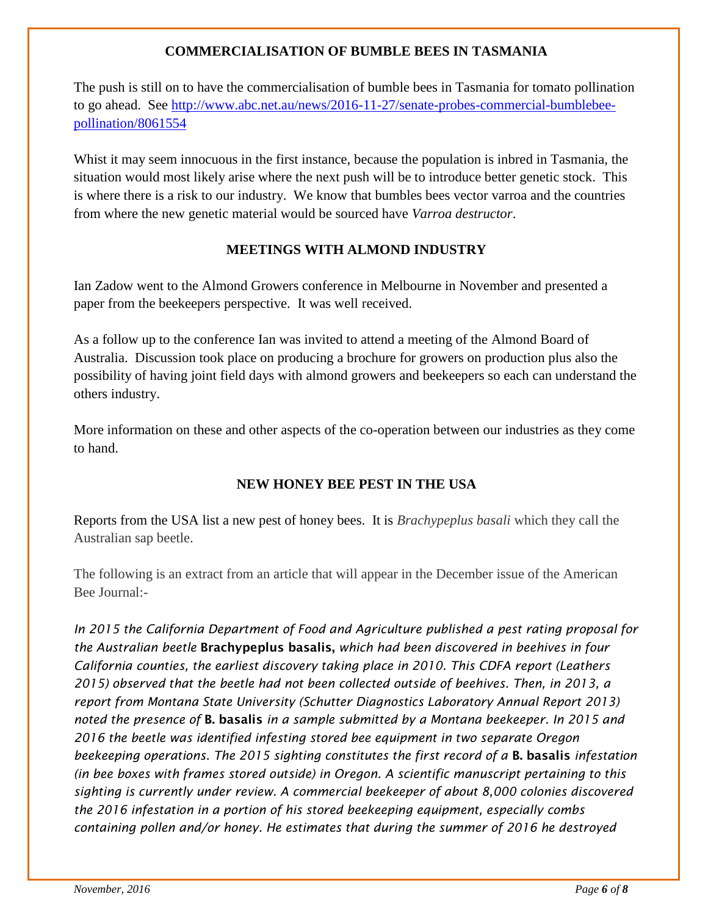## COMMERCIALISATION OF BUMBLE BEES IN TASMANIA

The push is still on to have the commercialisation of bumble bees in Tasmania for tomato pollination to go ahead. See [http://www.abc.net.au/news/2016-11-27/senate-probes-commercial-bumblebee-pollination/8061554](http://www.abc.net.au/news/2016-11-27/senate-probes-commercial-bumblebee-pollination/8061554)

Whist it may seem innocuous in the first instance, because the population is inbred in Tasmania, the situation would most likely arise where the next push will be to introduce better genetic stock. This is where there is a risk to our industry. We know that bumbles bees vector varroa and the countries from where the new genetic material would be sourced have *Varroa destructor*.

## MEETINGS WITH ALMOND INDUSTRY

Ian Zadow went to the Almond Growers conference in Melbourne in November and presented a paper from the beekeepers perspective. It was well received.

As a follow up to the conference Ian was invited to attend a meeting of the Almond Board of Australia. Discussion took place on producing a brochure for growers on production plus also the possibility of having joint field days with almond growers and beekeepers so each can understand the others industry.

More information on these and other aspects of the co-operation between our industries as they come to hand.

## NEW HONEY BEE PEST IN THE USA

Reports from the USA list a new pest of honey bees. It is *Brachypeplus basali* which they call the Australian sap beetle.

The following is an extract from an article that will appear in the December issue of the American Bee Journal:-

*In 2015 the California Department of Food and Agriculture published a pest rating proposal for the Australian beetle* ***Brachypeplus basalis,*** *which had been discovered in beehives in four California counties, the earliest discovery taking place in 2010. This CDFA report (Leathers 2015) observed that the beetle had not been collected outside of beehives. Then, in 2013, a report from Montana State University (Schutter Diagnostics Laboratory Annual Report 2013) noted the presence of* ***B. basalis*** *in a sample submitted by a Montana beekeeper. In 2015 and 2016 the beetle was identified infesting stored bee equipment in two separate Oregon beekeeping operations. The 2015 sighting constitutes the first record of a* ***B. basalis*** *infestation (in bee boxes with frames stored outside) in Oregon. A scientific manuscript pertaining to this sighting is currently under review. A commercial beekeeper of about 8,000 colonies discovered the 2016 infestation in a portion of his stored beekeeping equipment, especially combs containing pollen and/or honey. He estimates that during the summer of 2016 he destroyed*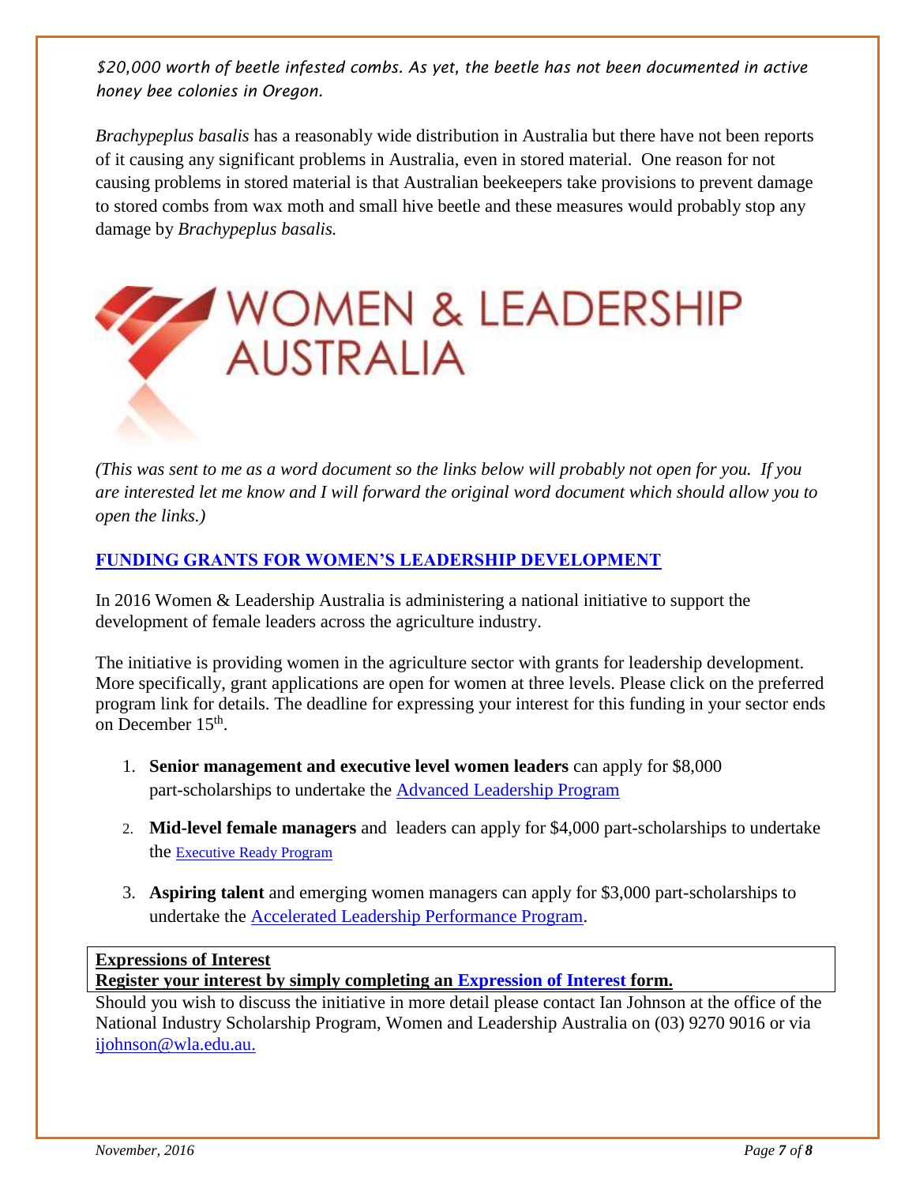*$20,000 worth of beetle infested combs. As yet, the beetle has not been documented in active honey bee colonies in Oregon.*

*Brachypeplus basalis* has a reasonably wide distribution in Australia but there have not been reports of it causing any significant problems in Australia, even in stored material. One reason for not causing problems in stored material is that Australian beekeepers take provisions to prevent damage to stored combs from wax moth and small hive beetle and these measures would probably stop any damage by *Brachypeplus basalis.*

# WOMEN & LEADERSHIP AUSTRALIA

*(This was sent to me as a word document so the links below will probably not open for you. If you are interested let me know and I will forward the original word document which should allow you to open the links.)*

## FUNDING GRANTS FOR WOMEN'S LEADERSHIP DEVELOPMENT

In 2016 Women & Leadership Australia is administering a national initiative to support the development of female leaders across the agriculture industry.

The initiative is providing women in the agriculture sector with grants for leadership development. More specifically, grant applications are open for women at three levels. Please click on the preferred program link for details. The deadline for expressing your interest for this funding in your sector ends on December 15th.

1. **Senior management and executive level women leaders** can apply for $8,000 part-scholarships to undertake the Advanced Leadership Program
2. **Mid-level female managers** and leaders can apply for $4,000 part-scholarships to undertake the Executive Ready Program
3. **Aspiring talent** and emerging women managers can apply for $3,000 part-scholarships to undertake the Accelerated Leadership Performance Program.

**Expressions of Interest**
**Register your interest by simply completing an Expression of Interest form.**

Should you wish to discuss the initiative in more detail please contact Ian Johnson at the office of the National Industry Scholarship Program, Women and Leadership Australia on (03) 9270 9016 or via ijohnson@wla.edu.au.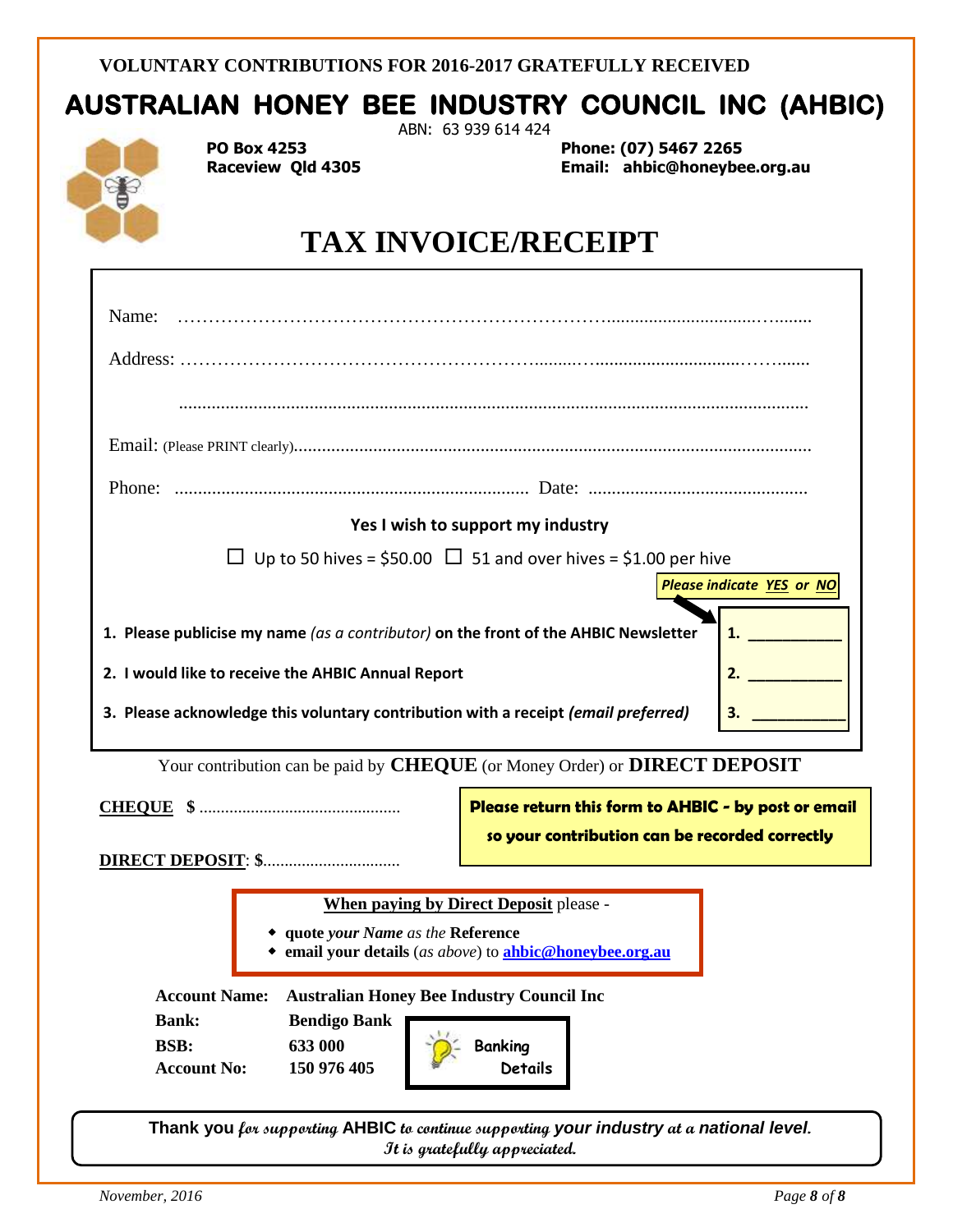**VOLUNTARY CONTRIBUTIONS FOR 2016-2017 GRATEFULLY RECEIVED**

# AUSTRALIAN HONEY BEE INDUSTRY COUNCIL INC (AHBIC)

ABN: 63 939 614 424

**PO Box 4253**
**Raceview Qld 4305**

**Phone: (07) 5467 2265**
**Email: ahbic@honeybee.org.au**

# TAX INVOICE/RECEIPT

Name: ……………………………………………………………………………………………………

Address: …………………………………………………………………………………………………

……………………………………………………………………………………………………………

Email: (Please PRINT clearly)………………………………………………………………………………

Phone: ………………………………………………… Date: ……………………………………

**Yes I wish to support my industry**

☐ Up to 50 hives = $50.00 ☐ 51 and over hives = $1.00 per hive

***Please indicate YES or NO***

| | |
|---|---|
| **1. Please publicise my name** *(as a contributor)* **on the front of the AHBIC Newsletter** | **1.** ________ |
| **2. I would like to receive the AHBIC Annual Report** | **2.** ________ |
| **3. Please acknowledge this voluntary contribution with a receipt** ***(email preferred)*** | **3.** ________ |

Your contribution can be paid by **CHEQUE** (or Money Order) or **DIRECT DEPOSIT**

**CHEQUE $** ……………………………

**DIRECT DEPOSIT: $**……………………

**Please return this form to AHBIC - by post or email so your contribution can be recorded correctly**

**When paying by Direct Deposit** please -

- **quote** ***your Name*** *as the* **Reference**
- **email your details** (*as above*) to **ahbic@honeybee.org.au**

| | |
|---|---|
| **Account Name:** | **Australian Honey Bee Industry Council Inc** |
| **Bank:** | **Bendigo Bank** |
| **BSB:** | **633 000** |
| **Account No:** | **150 976 405** |

Banking Details

**Thank you** *for supporting* **AHBIC** *to continue supporting* ***your industry*** *at a* ***national level.***
*It is gratefully appreciated.*

*November, 2016*